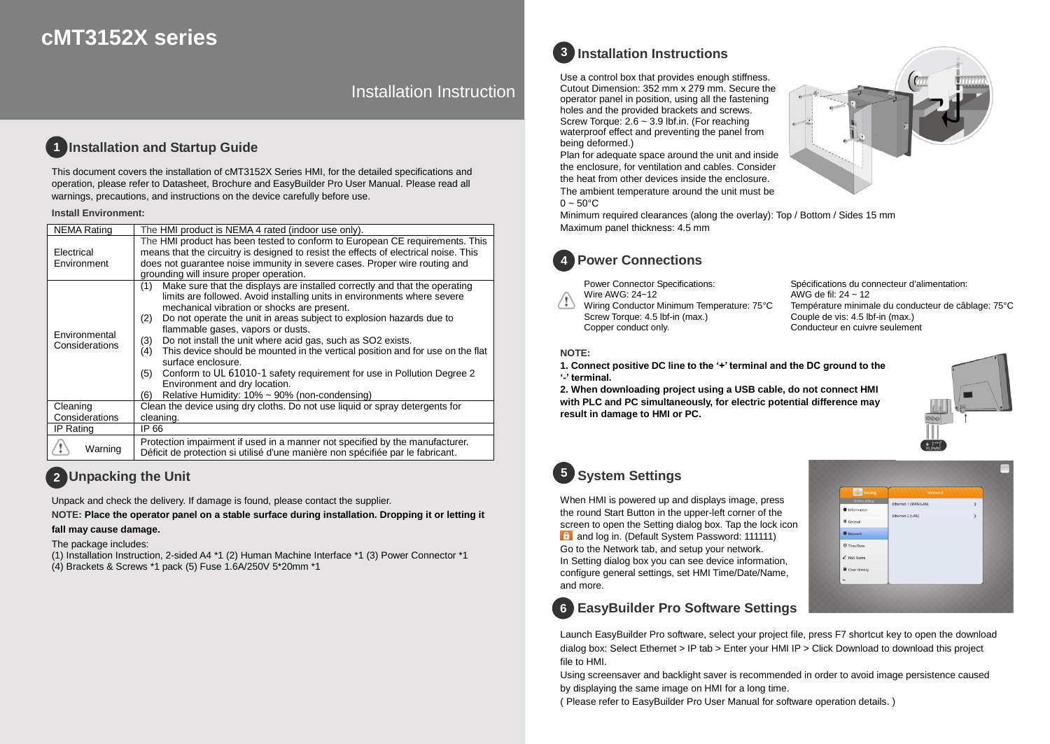# cMT3152X series

Installation Instruction

## 1 Installation and Startup Guide

This document covers the installation of cMT3152X Series HMI, for the detailed specifications and operation, please refer to Datasheet, Brochure and EasyBuilder Pro User Manual. Please read all warnings, precautions, and instructions on the device carefully before use.

**Install Environment:**

| NEMA Rating | The HMI product is NEMA 4 rated (indoor use only). |
|---|---|
| Electrical Environment | The HMI product has been tested to conform to European CE requirements. This means that the circuitry is designed to resist the effects of electrical noise. This does not guarantee noise immunity in severe cases. Proper wire routing and grounding will insure proper operation. |
| Environmental Considerations | (1) Make sure that the displays are installed correctly and that the operating limits are followed. Avoid installing units in environments where severe mechanical vibration or shocks are present.<br>(2) Do not operate the unit in areas subject to explosion hazards due to flammable gases, vapors or dusts.<br>(3) Do not install the unit where acid gas, such as SO2 exists.<br>(4) This device should be mounted in the vertical position and for use on the flat surface enclosure.<br>(5) Conform to UL 61010-1 safety requirement for use in Pollution Degree 2 Environment and dry location.<br>(6) Relative Humidity: 10% ~ 90% (non-condensing) |
| Cleaning Considerations | Clean the device using dry cloths. Do not use liquid or spray detergents for cleaning. |
| IP Rating | IP 66 |
| Warning | Protection impairment if used in a manner not specified by the manufacturer.<br>Déficit de protection si utilisé d'une manière non spécifiée par le fabricant. |

## 2 Unpacking the Unit

Unpack and check the delivery. If damage is found, please contact the supplier.

**NOTE: Place the operator panel on a stable surface during installation. Dropping it or letting it fall may cause damage.**

The package includes:
(1) Installation Instruction, 2-sided A4 *1 (2) Human Machine Interface *1 (3) Power Connector *1
(4) Brackets & Screws *1 pack (5) Fuse 1.6A/250V 5*20mm *1

## 3 Installation Instructions

Use a control box that provides enough stiffness.
Cutout Dimension: 352 mm x 279 mm. Secure the operator panel in position, using all the fastening holes and the provided brackets and screws.
Screw Torque: 2.6 ~ 3.9 lbf.in. (For reaching waterproof effect and preventing the panel from being deformed.)
Plan for adequate space around the unit and inside the enclosure, for ventilation and cables. Consider the heat from other devices inside the enclosure.
The ambient temperature around the unit must be 0 ~ 50°C
Minimum required clearances (along the overlay): Top / Bottom / Sides 15 mm
Maximum panel thickness: 4.5 mm

## 4 Power Connections

Power Connector Specifications:
Wire AWG: 24~12
Wiring Conductor Minimum Temperature: 75°C
Screw Torque: 4.5 lbf-in (max.)
Copper conduct only.

Spécifications du connecteur d'alimentation:
AWG de fil: 24 ~ 12
Température minimale du conducteur de câblage: 75°C
Couple de vis: 4.5 lbf-in (max.)
Conducteur en cuivre seulement

**NOTE:**

**1. Connect positive DC line to the '+' terminal and the DC ground to the '-' terminal.**

**2. When downloading project using a USB cable, do not connect HMI with PLC and PC simultaneously, for electric potential difference may result in damage to HMI or PC.**

## 5 System Settings

When HMI is powered up and displays image, press the round Start Button in the upper-left corner of the screen to open the Setting dialog box. Tap the lock icon and log in. (Default System Password: 111111)
Go to the Network tab, and setup your network.
In Setting dialog box you can see device information, configure general settings, set HMI Time/Date/Name, and more.

## 6 EasyBuilder Pro Software Settings

Launch EasyBuilder Pro software, select your project file, press F7 shortcut key to open the download dialog box: Select Ethernet > IP tab > Enter your HMI IP > Click Download to download this project file to HMI.
Using screensaver and backlight saver is recommended in order to avoid image persistence caused by displaying the same image on HMI for a long time.
( Please refer to EasyBuilder Pro User Manual for software operation details. )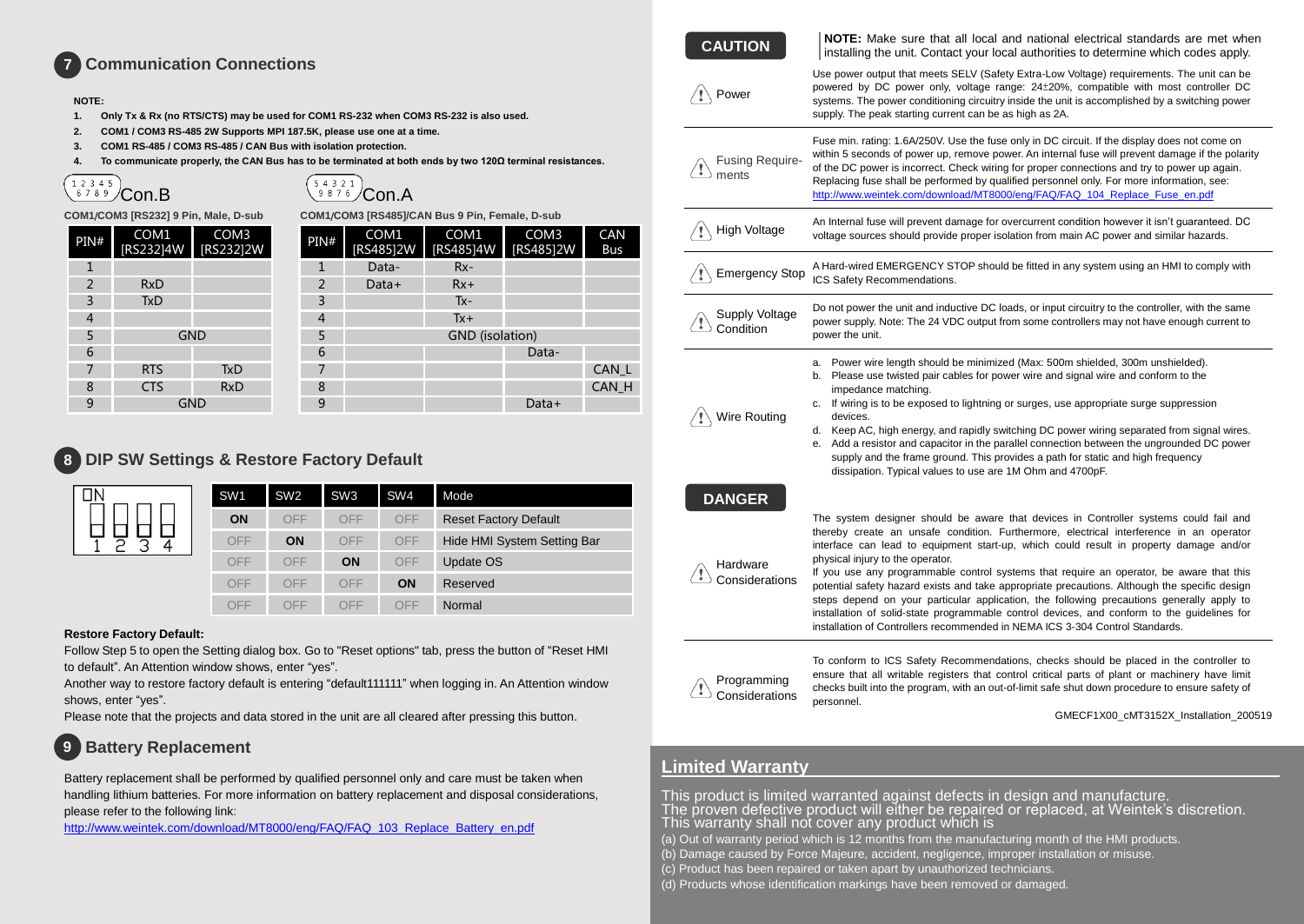## 7 Communication Connections

**NOTE:**

1. **Only Tx & Rx (no RTS/CTS) may be used for COM1 RS-232 when COM3 RS-232 is also used.**
2. **COM1 / COM3 RS-485 2W Supports MPI 187.5K, please use one at a time.**
3. **COM1 RS-485 / COM3 RS-485 / CAN Bus with isolation protection.**
4. **To communicate properly, the CAN Bus has to be terminated at both ends by two 120Ω terminal resistances.**

Con.B

**COM1/COM3 [RS232] 9 Pin, Male, D-sub**

| PIN# | COM1 [RS232]4W | COM3 [RS232]2W |
|---|---|---|
| 1 | | |
| 2 | RxD | |
| 3 | TxD | |
| 4 | | |
| 5 | GND | |
| 6 | | |
| 7 | RTS | TxD |
| 8 | CTS | RxD |
| 9 | GND | |

Con.A

**COM1/COM3 [RS485]/CAN Bus 9 Pin, Female, D-sub**

| PIN# | COM1 [RS485]2W | COM1 [RS485]4W | COM3 [RS485]2W | CAN Bus |
|---|---|---|---|---|
| 1 | Data- | Rx- | | |
| 2 | Data+ | Rx+ | | |
| 3 | | Tx- | | |
| 4 | | Tx+ | | |
| 5 | GND (isolation) | | | |
| 6 | | | Data- | |
| 7 | | | | CAN_L |
| 8 | | | | CAN_H |
| 9 | | | Data+ | |

## 8 DIP SW Settings & Restore Factory Default

| SW1 | SW2 | SW3 | SW4 | Mode |
|---|---|---|---|---|
| **ON** | OFF | OFF | OFF | Reset Factory Default |
| OFF | **ON** | OFF | OFF | Hide HMI System Setting Bar |
| OFF | OFF | **ON** | OFF | Update OS |
| OFF | OFF | OFF | **ON** | Reserved |
| OFF | OFF | OFF | OFF | Normal |

**Restore Factory Default:**

Follow Step 5 to open the Setting dialog box. Go to "Reset options" tab, press the button of "Reset HMI to default". An Attention window shows, enter "yes".

Another way to restore factory default is entering "default111111" when logging in. An Attention window shows, enter "yes".

Please note that the projects and data stored in the unit are all cleared after pressing this button.

## 9 Battery Replacement

Battery replacement shall be performed by qualified personnel only and care must be taken when handling lithium batteries. For more information on battery replacement and disposal considerations, please refer to the following link:

http://www.weintek.com/download/MT8000/eng/FAQ/FAQ_103_Replace_Battery_en.pdf

## CAUTION

**NOTE:** Make sure that all local and national electrical standards are met when installing the unit. Contact your local authorities to determine which codes apply.

| | |
|---|---|
| Power | Use power output that meets SELV (Safety Extra-Low Voltage) requirements. The unit can be powered by DC power only, voltage range: 24±20%, compatible with most controller DC systems. The power conditioning circuitry inside the unit is accomplished by a switching power supply. The peak starting current can be as high as 2A. |
| Fusing Requirements | Fuse min. rating: 1.6A/250V. Use the fuse only in DC circuit. If the display does not come on within 5 seconds of power up, remove power. An internal fuse will prevent damage if the polarity of the DC power is incorrect. Check wiring for proper connections and try to power up again. Replacing fuse shall be performed by qualified personnel only. For more information, see: http://www.weintek.com/download/MT8000/eng/FAQ/FAQ_104_Replace_Fuse_en.pdf |
| High Voltage | An Internal fuse will prevent damage for overcurrent condition however it isn't guaranteed. DC voltage sources should provide proper isolation from main AC power and similar hazards. |
| Emergency Stop | A Hard-wired EMERGENCY STOP should be fitted in any system using an HMI to comply with ICS Safety Recommendations. |
| Supply Voltage Condition | Do not power the unit and inductive DC loads, or input circuitry to the controller, with the same power supply. Note: The 24 VDC output from some controllers may not have enough current to power the unit. |
| Wire Routing | a. Power wire length should be minimized (Max: 500m shielded, 300m unshielded). b. Please use twisted pair cables for power wire and signal wire and conform to the impedance matching. c. If wiring is to be exposed to lightning or surges, use appropriate surge suppression devices. d. Keep AC, high energy, and rapidly switching DC power wiring separated from signal wires. e. Add a resistor and capacitor in the parallel connection between the ungrounded DC power supply and the frame ground. This provides a path for static and high frequency dissipation. Typical values to use are 1M Ohm and 4700pF. |

## DANGER

| | |
|---|---|
| Hardware Considerations | The system designer should be aware that devices in Controller systems could fail and thereby create an unsafe condition. Furthermore, electrical interference in an operator interface can lead to equipment start-up, which could result in property damage and/or physical injury to the operator. If you use any programmable control systems that require an operator, be aware that this potential safety hazard exists and take appropriate precautions. Although the specific design steps depend on your particular application, the following precautions generally apply to installation of solid-state programmable control devices, and conform to the guidelines for installation of Controllers recommended in NEMA ICS 3-304 Control Standards. |
| Programming Considerations | To conform to ICS Safety Recommendations, checks should be placed in the controller to ensure that all writable registers that control critical parts of plant or machinery have limit checks built into the program, with an out-of-limit safe shut down procedure to ensure safety of personnel. |

GMECF1X00_cMT3152X_Installation_200519

## Limited Warranty

This product is limited warranted against defects in design and manufacture.
The proven defective product will either be repaired or replaced, at Weintek's discretion.
This warranty shall not cover any product which is

(a) Out of warranty period which is 12 months from the manufacturing month of the HMI products.
(b) Damage caused by Force Majeure, accident, negligence, improper installation or misuse.
(c) Product has been repaired or taken apart by unauthorized technicians.
(d) Products whose identification markings have been removed or damaged.